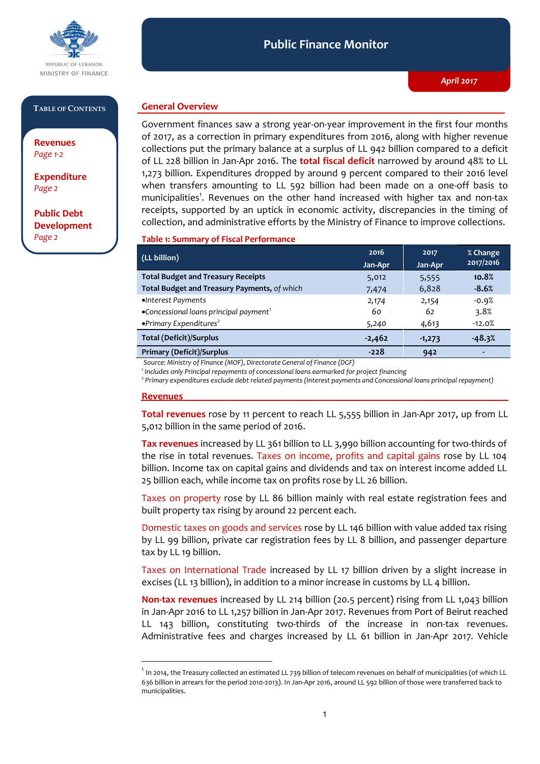REPUBLIC OF LEBANON
MINISTRY OF FINANCE

# Public Finance Monitor

*April 2017*

**Table of Contents**

- **Revenues** *Page 1-2*
- **Expenditure** *Page 2*
- **Public Debt Development** *Page 2*

## General Overview

Government finances saw a strong year-on-year improvement in the first four months of 2017, as a correction in primary expenditures from 2016, along with higher revenue collections put the primary balance at a surplus of LL 942 billion compared to a deficit of LL 228 billion in Jan-Apr 2016. The **total fiscal deficit** narrowed by around 48% to LL 1,273 billion. Expenditures dropped by around 9 percent compared to their 2016 level when transfers amounting to LL 592 billion had been made on a one-off basis to municipalities[1]. Revenues on the other hand increased with higher tax and non-tax receipts, supported by an uptick in economic activity, discrepancies in the timing of collection, and administrative efforts by the Ministry of Finance to improve collections.

**Table 1: Summary of Fiscal Performance**

| (LL billion) | 2016 Jan-Apr | 2017 Jan-Apr | % Change 2017/2016 |
|---|---|---|---|
| **Total Budget and Treasury Receipts** | 5,012 | 5,555 | **10.8%** |
| **Total Budget and Treasury Payments,** *of which* | 7,474 | 6,828 | **-8.6%** |
| •*Interest Payments* | 2,174 | 2,154 | -0.9% |
| •*Concessional loans principal payment*[1] | 60 | 62 | 3.8% |
| •*Primary Expenditures*[2] | 5,240 | 4,613 | -12.0% |
| **Total (Deficit)/Surplus** | **-2,462** | **-1,273** | **-48.3%** |
| **Primary (Deficit)/Surplus** | **-228** | **942** | **-** |

*Source: Ministry of Finance (MOF), Directorate General of Finance (DGF)*

[1] *Includes only Principal repayments of concessional loans earmarked for project financing*

[2] *Primary expenditures exclude debt related payments (Interest payments and Concessional loans principal repayment)*

## Revenues

**Total revenues** rose by 11 percent to reach LL 5,555 billion in Jan-Apr 2017, up from LL 5,012 billion in the same period of 2016.

**Tax revenues** increased by LL 361 billion to LL 3,990 billion accounting for two-thirds of the rise in total revenues. Taxes on income, profits and capital gains rose by LL 104 billion. Income tax on capital gains and dividends and tax on interest income added LL 25 billion each, while income tax on profits rose by LL 26 billion.

Taxes on property rose by LL 86 billion mainly with real estate registration fees and built property tax rising by around 22 percent each.

Domestic taxes on goods and services rose by LL 146 billion with value added tax rising by LL 99 billion, private car registration fees by LL 8 billion, and passenger departure tax by LL 19 billion.

Taxes on International Trade increased by LL 17 billion driven by a slight increase in excises (LL 13 billion), in addition to a minor increase in customs by LL 4 billion.

**Non-tax revenues** increased by LL 214 billion (20.5 percent) rising from LL 1,043 billion in Jan-Apr 2016 to LL 1,257 billion in Jan-Apr 2017. Revenues from Port of Beirut reached LL 143 billion, constituting two-thirds of the increase in non-tax revenues. Administrative fees and charges increased by LL 61 billion in Jan-Apr 2017. Vehicle

---

[1] In 2014, the Treasury collected an estimated LL 739 billion of telecom revenues on behalf of municipalities (of which LL 636 billion in arrears for the period 2010-2013). In Jan-Apr 2016, around LL 592 billion of those were transferred back to municipalities.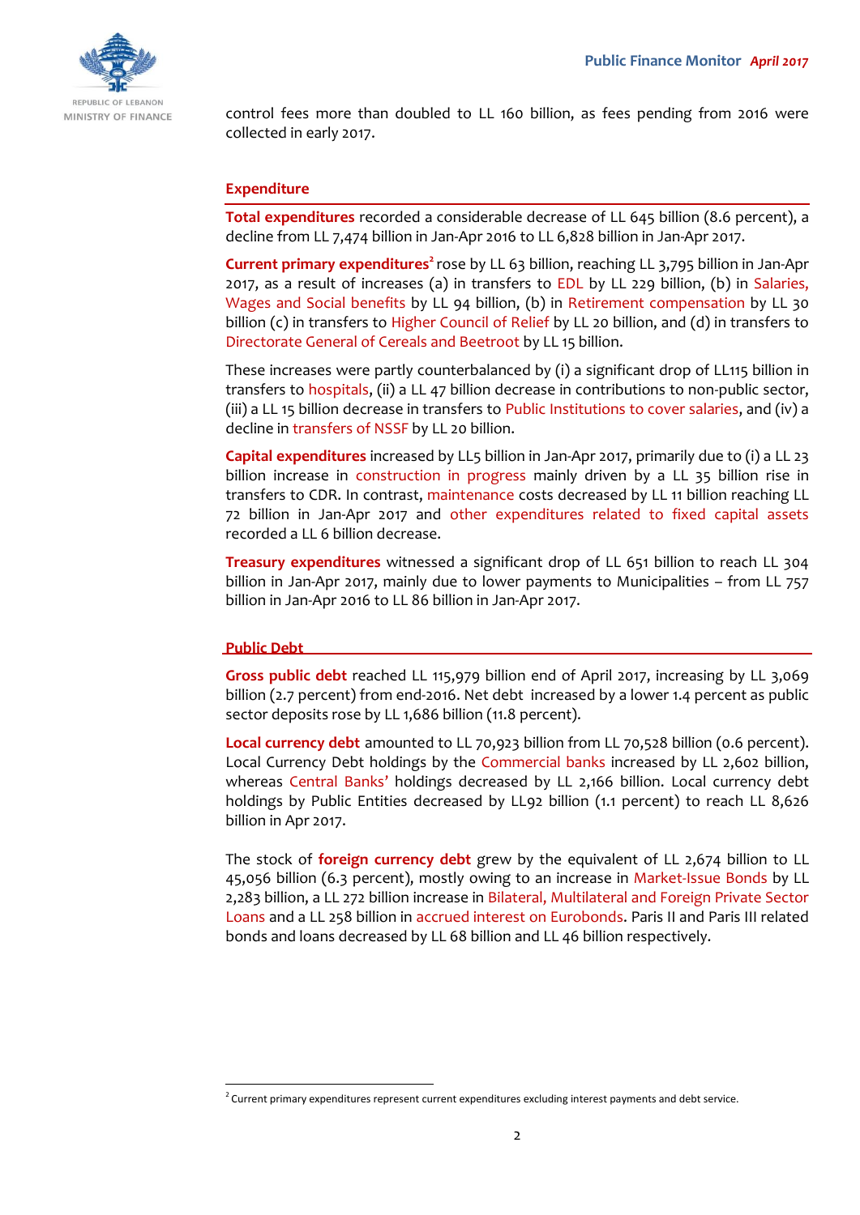control fees more than doubled to LL 160 billion, as fees pending from 2016 were collected in early 2017.

## Expenditure

**Total expenditures** recorded a considerable decrease of LL 645 billion (8.6 percent), a decline from LL 7,474 billion in Jan-Apr 2016 to LL 6,828 billion in Jan-Apr 2017.

**Current primary expenditures**[2] rose by LL 63 billion, reaching LL 3,795 billion in Jan-Apr 2017, as a result of increases (a) in transfers to EDL by LL 229 billion, (b) in Salaries, Wages and Social benefits by LL 94 billion, (b) in Retirement compensation by LL 30 billion (c) in transfers to Higher Council of Relief by LL 20 billion, and (d) in transfers to Directorate General of Cereals and Beetroot by LL 15 billion.

These increases were partly counterbalanced by (i) a significant drop of LL115 billion in transfers to hospitals, (ii) a LL 47 billion decrease in contributions to non-public sector, (iii) a LL 15 billion decrease in transfers to Public Institutions to cover salaries, and (iv) a decline in transfers of NSSF by LL 20 billion.

**Capital expenditures** increased by LL5 billion in Jan-Apr 2017, primarily due to (i) a LL 23 billion increase in construction in progress mainly driven by a LL 35 billion rise in transfers to CDR. In contrast, maintenance costs decreased by LL 11 billion reaching LL 72 billion in Jan-Apr 2017 and other expenditures related to fixed capital assets recorded a LL 6 billion decrease.

**Treasury expenditures** witnessed a significant drop of LL 651 billion to reach LL 304 billion in Jan-Apr 2017, mainly due to lower payments to Municipalities – from LL 757 billion in Jan-Apr 2016 to LL 86 billion in Jan-Apr 2017.

## Public Debt

**Gross public debt** reached LL 115,979 billion end of April 2017, increasing by LL 3,069 billion (2.7 percent) from end-2016. Net debt increased by a lower 1.4 percent as public sector deposits rose by LL 1,686 billion (11.8 percent).

**Local currency debt** amounted to LL 70,923 billion from LL 70,528 billion (0.6 percent). Local Currency Debt holdings by the Commercial banks increased by LL 2,602 billion, whereas Central Banks' holdings decreased by LL 2,166 billion. Local currency debt holdings by Public Entities decreased by LL92 billion (1.1 percent) to reach LL 8,626 billion in Apr 2017.

The stock of **foreign currency debt** grew by the equivalent of LL 2,674 billion to LL 45,056 billion (6.3 percent), mostly owing to an increase in Market-Issue Bonds by LL 2,283 billion, a LL 272 billion increase in Bilateral, Multilateral and Foreign Private Sector Loans and a LL 258 billion in accrued interest on Eurobonds. Paris II and Paris III related bonds and loans decreased by LL 68 billion and LL 46 billion respectively.

---

[2] Current primary expenditures represent current expenditures excluding interest payments and debt service.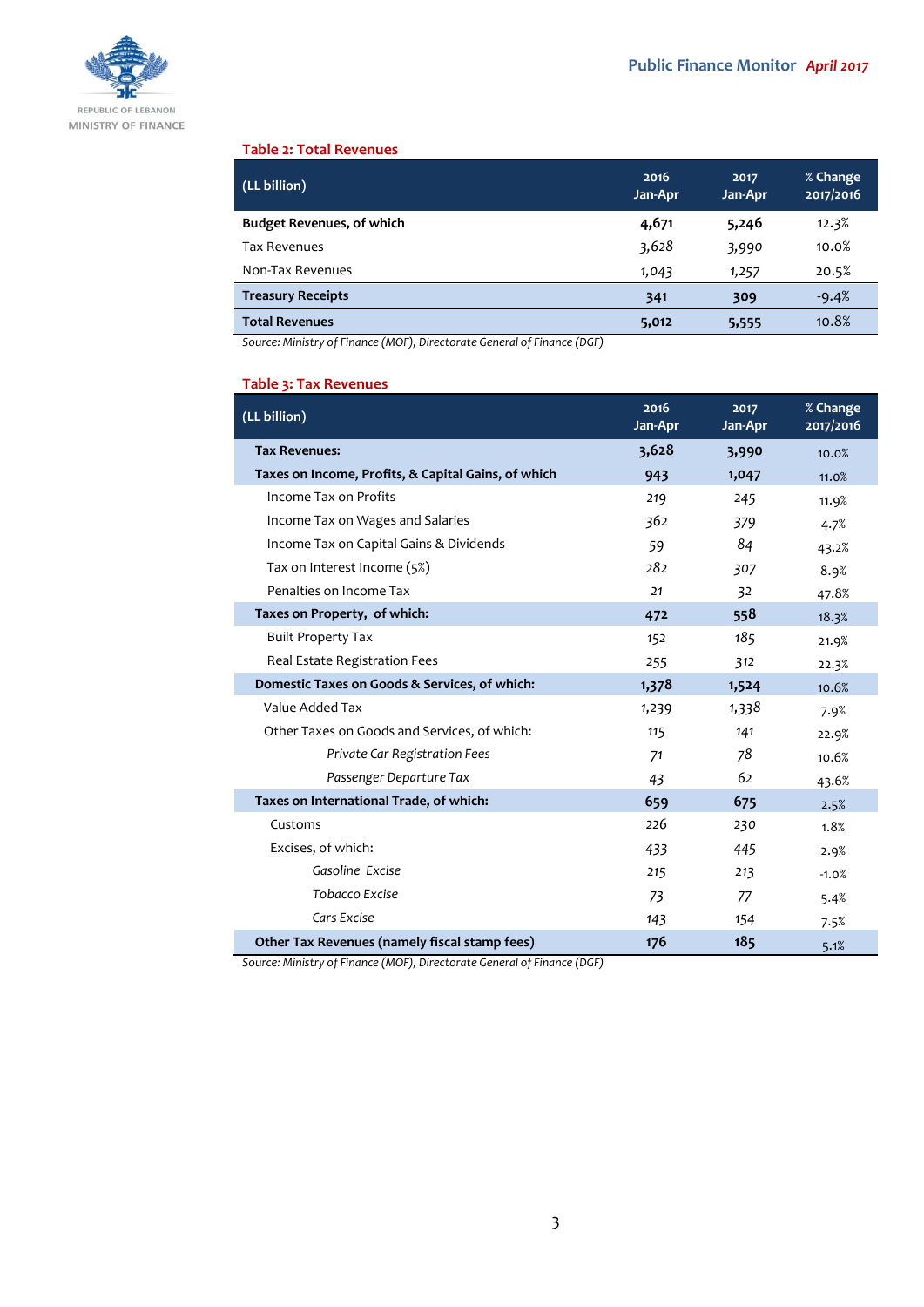### Table 2: Total Revenues

| (LL billion) | 2016 Jan-Apr | 2017 Jan-Apr | % Change 2017/2016 |
|---|---|---|---|
| **Budget Revenues, of which** | **4,671** | **5,246** | 12.3% |
| Tax Revenues | 3,628 | 3,990 | 10.0% |
| Non-Tax Revenues | 1,043 | 1,257 | 20.5% |
| **Treasury Receipts** | **341** | **309** | -9.4% |
| **Total Revenues** | **5,012** | **5,555** | 10.8% |

*Source: Ministry of Finance (MOF), Directorate General of Finance (DGF)*

### Table 3: Tax Revenues

| (LL billion) | 2016 Jan-Apr | 2017 Jan-Apr | % Change 2017/2016 |
|---|---|---|---|
| **Tax Revenues:** | **3,628** | **3,990** | 10.0% |
| **Taxes on Income, Profits, & Capital Gains, of which** | **943** | **1,047** | 11.0% |
| Income Tax on Profits | 219 | 245 | 11.9% |
| Income Tax on Wages and Salaries | 362 | 379 | 4.7% |
| Income Tax on Capital Gains & Dividends | 59 | 84 | 43.2% |
| Tax on Interest Income (5%) | 282 | 307 | 8.9% |
| Penalties on Income Tax | 21 | 32 | 47.8% |
| **Taxes on Property, of which:** | **472** | **558** | 18.3% |
| Built Property Tax | 152 | 185 | 21.9% |
| Real Estate Registration Fees | 255 | 312 | 22.3% |
| **Domestic Taxes on Goods & Services, of which:** | **1,378** | **1,524** | 10.6% |
| Value Added Tax | 1,239 | 1,338 | 7.9% |
| Other Taxes on Goods and Services, of which: | 115 | 141 | 22.9% |
| *Private Car Registration Fees* | 71 | 78 | 10.6% |
| *Passenger Departure Tax* | 43 | 62 | 43.6% |
| **Taxes on International Trade, of which:** | **659** | **675** | 2.5% |
| Customs | 226 | 230 | 1.8% |
| Excises, of which: | 433 | 445 | 2.9% |
| *Gasoline Excise* | 215 | 213 | -1.0% |
| *Tobacco Excise* | 73 | 77 | 5.4% |
| *Cars Excise* | 143 | 154 | 7.5% |
| **Other Tax Revenues (namely fiscal stamp fees)** | **176** | **185** | 5.1% |

*Source: Ministry of Finance (MOF), Directorate General of Finance (DGF)*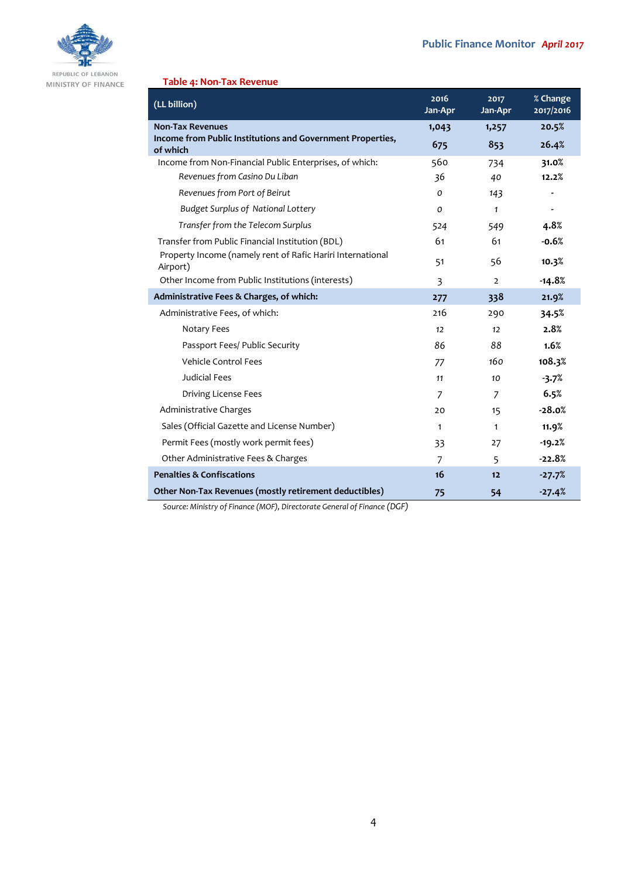**Table 4: Non-Tax Revenue**

| (LL billion) | 2016 Jan-Apr | 2017 Jan-Apr | % Change 2017/2016 |
|---|---|---|---|
| **Non-Tax Revenues** | **1,043** | **1,257** | **20.5%** |
| **Income from Public Institutions and Government Properties, of which** | **675** | **853** | **26.4%** |
| Income from Non-Financial Public Enterprises, of which: | 560 | 734 | **31.0%** |
| *Revenues from Casino Du Liban* | 36 | 40 | **12.2%** |
| *Revenues from Port of Beirut* | 0 | 143 | - |
| *Budget Surplus of National Lottery* | 0 | 1 | - |
| *Transfer from the Telecom Surplus* | 524 | 549 | **4.8%** |
| Transfer from Public Financial Institution (BDL) | 61 | 61 | **-0.6%** |
| Property Income (namely rent of Rafic Hariri International Airport) | 51 | 56 | **10.3%** |
| Other Income from Public Institutions (interests) | 3 | 2 | **-14.8%** |
| **Administrative Fees & Charges, of which:** | **277** | **338** | **21.9%** |
| Administrative Fees, of which: | 216 | 290 | **34.5%** |
| Notary Fees | 12 | 12 | **2.8%** |
| Passport Fees/ Public Security | 86 | 88 | **1.6%** |
| Vehicle Control Fees | 77 | 160 | **108.3%** |
| Judicial Fees | 11 | 10 | **-3.7%** |
| Driving License Fees | 7 | 7 | **6.5%** |
| Administrative Charges | 20 | 15 | **-28.0%** |
| Sales (Official Gazette and License Number) | 1 | 1 | **11.9%** |
| Permit Fees (mostly work permit fees) | 33 | 27 | **-19.2%** |
| Other Administrative Fees & Charges | 7 | 5 | **-22.8%** |
| **Penalties & Confiscations** | **16** | **12** | **-27.7%** |
| **Other Non-Tax Revenues (mostly retirement deductibles)** | **75** | **54** | **-27.4%** |

*Source: Ministry of Finance (MOF), Directorate General of Finance (DGF)*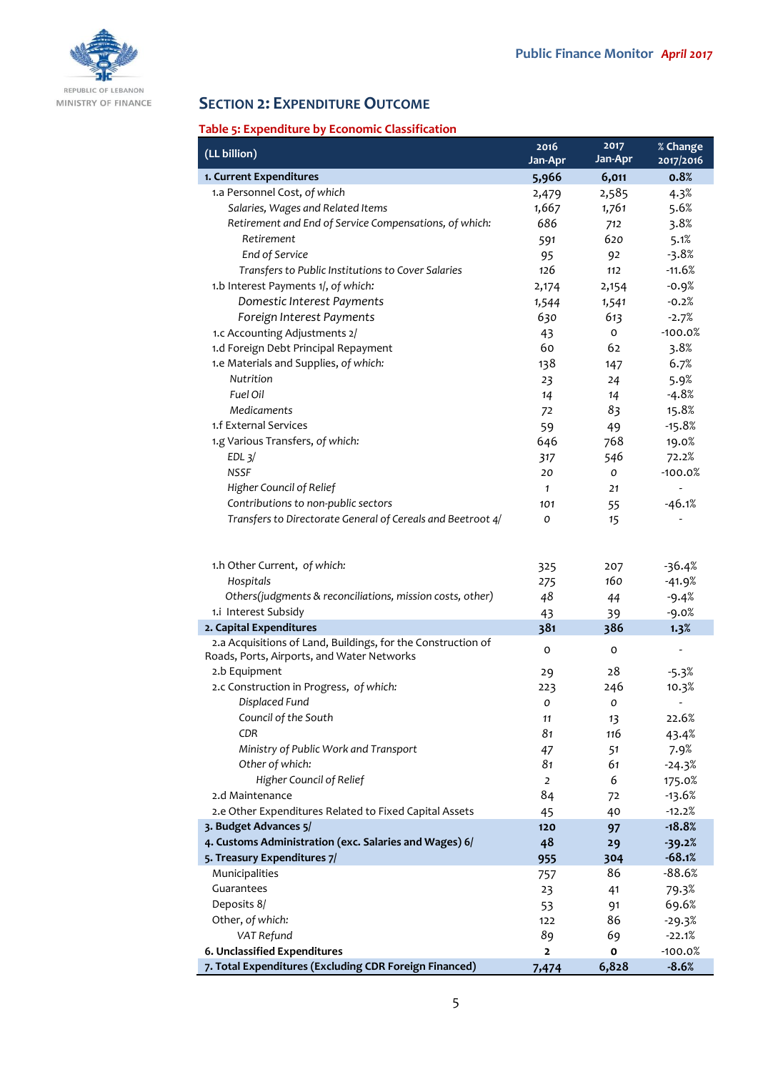## Section 2: Expenditure Outcome

**Table 5: Expenditure by Economic Classification**

| (LL billion) | 2016 Jan-Apr | 2017 Jan-Apr | % Change 2017/2016 |
|---|---|---|---|
| **1. Current Expenditures** | **5,966** | **6,011** | **0.8%** |
| 1.a Personnel Cost, *of which* | 2,479 | 2,585 | 4.3% |
| *Salaries, Wages and Related Items* | 1,667 | 1,761 | 5.6% |
| *Retirement and End of Service Compensations, of which:* | 686 | 712 | 3.8% |
| *Retirement* | 591 | 620 | 5.1% |
| *End of Service* | 95 | 92 | -3.8% |
| *Transfers to Public Institutions to Cover Salaries* | 126 | 112 | -11.6% |
| 1.b Interest Payments 1/, *of which:* | 2,174 | 2,154 | -0.9% |
| *Domestic Interest Payments* | 1,544 | 1,541 | -0.2% |
| *Foreign Interest Payments* | 630 | 613 | -2.7% |
| 1.c Accounting Adjustments 2/ | 43 | 0 | -100.0% |
| 1.d Foreign Debt Principal Repayment | 60 | 62 | 3.8% |
| 1.e Materials and Supplies, *of which:* | 138 | 147 | 6.7% |
| *Nutrition* | 23 | 24 | 5.9% |
| *Fuel Oil* | 14 | 14 | -4.8% |
| *Medicaments* | 72 | 83 | 15.8% |
| 1.f External Services | 59 | 49 | -15.8% |
| 1.g Various Transfers, *of which:* | 646 | 768 | 19.0% |
| *EDL 3/* | 317 | 546 | 72.2% |
| *NSSF* | 20 | 0 | -100.0% |
| *Higher Council of Relief* | 1 | 21 | - |
| *Contributions to non-public sectors* | 101 | 55 | -46.1% |
| *Transfers to Directorate General of Cereals and Beetroot 4/* | 0 | 15 | - |
| 1.h Other Current, *of which:* | 325 | 207 | -36.4% |
| *Hospitals* | 275 | 160 | -41.9% |
| *Others(judgments & reconciliations, mission costs, other)* | 48 | 44 | -9.4% |
| 1.i Interest Subsidy | 43 | 39 | -9.0% |
| **2. Capital Expenditures** | **381** | **386** | **1.3%** |
| 2.a Acquisitions of Land, Buildings, for the Construction of Roads, Ports, Airports, and Water Networks | 0 | 0 | - |
| 2.b Equipment | 29 | 28 | -5.3% |
| 2.c Construction in Progress, *of which:* | 223 | 246 | 10.3% |
| *Displaced Fund* | 0 | 0 | - |
| *Council of the South* | 11 | 13 | 22.6% |
| *CDR* | 81 | 116 | 43.4% |
| *Ministry of Public Work and Transport* | 47 | 51 | 7.9% |
| *Other of which:* | 81 | 61 | -24.3% |
| *Higher Council of Relief* | 2 | 6 | 175.0% |
| 2.d Maintenance | 84 | 72 | -13.6% |
| 2.e Other Expenditures Related to Fixed Capital Assets | 45 | 40 | -12.2% |
| **3. Budget Advances 5/** | **120** | **97** | **-18.8%** |
| **4. Customs Administration (exc. Salaries and Wages) 6/** | **48** | **29** | **-39.2%** |
| **5. Treasury Expenditures 7/** | **955** | **304** | **-68.1%** |
| Municipalities | 757 | 86 | -88.6% |
| Guarantees | 23 | 41 | 79.3% |
| Deposits 8/ | 53 | 91 | 69.6% |
| Other, *of which:* | 122 | 86 | -29.3% |
| *VAT Refund* | 89 | 69 | -22.1% |
| **6. Unclassified Expenditures** | **2** | **0** | -100.0% |
| **7. Total Expenditures (Excluding CDR Foreign Financed)** | **7,474** | **6,828** | **-8.6%** |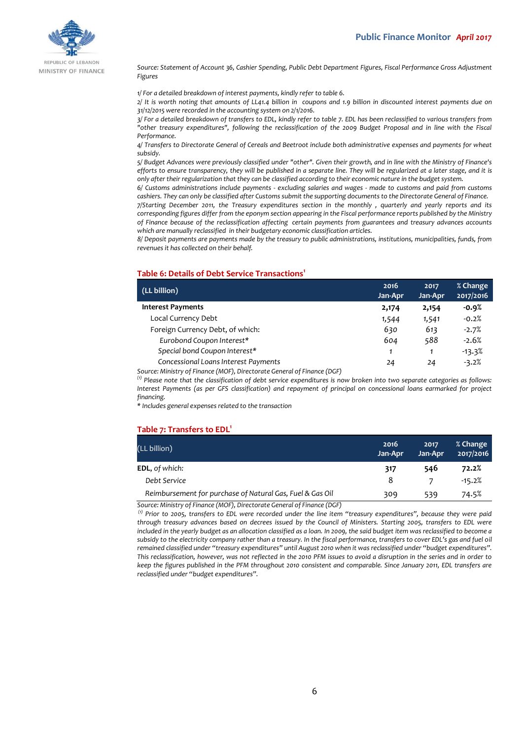*Source: Statement of Account 36, Cashier Spending, Public Debt Department Figures, Fiscal Performance Gross Adjustment Figures*

*1/ For a detailed breakdown of interest payments, kindly refer to table 6.*
*2/ It is worth noting that amounts of LL41.4 billion in coupons and 1.9 billion in discounted interest payments due on 31/12/2015 were recorded in the accounting system on 2/1/2016.*
*3/ For a detailed breakdown of transfers to EDL, kindly refer to table 7. EDL has been reclassified to various transfers from "other treasury expenditures", following the reclassification of the 2009 Budget Proposal and in line with the Fiscal Performance.*
*4/ Transfers to Directorate General of Cereals and Beetroot include both administrative expenses and payments for wheat subsidy.*
*5/ Budget Advances were previously classified under "other". Given their growth, and in line with the Ministry of Finance's efforts to ensure transparency, they will be published in a separate line. They will be regularized at a later stage, and it is only after their regularization that they can be classified according to their economic nature in the budget system.*
*6/ Customs administrations include payments - excluding salaries and wages - made to customs and paid from customs cashiers. They can only be classified after Customs submit the supporting documents to the Directorate General of Finance.*
*7/Starting December 2011, the Treasury expenditures section in the monthly , quarterly and yearly reports and its corresponding figures differ from the eponym section appearing in the Fiscal performance reports published by the Ministry of Finance because of the reclassification affecting certain payments from guarantees and treasury advances accounts which are manually reclassified in their budgetary economic classification articles.*
*8/ Deposit payments are payments made by the treasury to public administrations, institutions, municipalities, funds, from revenues it has collected on their behalf.*

### Table 6: Details of Debt Service Transactions[1]

| (LL billion) | 2016 Jan-Apr | 2017 Jan-Apr | % Change 2017/2016 |
|---|---|---|---|
| **Interest Payments** | **2,174** | **2,154** | **-0.9%** |
| Local Currency Debt | 1,544 | 1,541 | -0.2% |
| Foreign Currency Debt, of which: | 630 | 613 | -2.7% |
| *Eurobond Coupon Interest** | 604 | 588 | -2.6% |
| *Special bond Coupon Interest** | 1 | 1 | -13.3% |
| *Concessional Loans Interest Payments* | 24 | 24 | -3.2% |

*Source: Ministry of Finance (MOF), Directorate General of Finance (DGF)*
*(1) Please note that the classification of debt service expenditures is now broken into two separate categories as follows: Interest Payments (as per GFS classification) and repayment of principal on concessional loans earmarked for project financing.*
*\* Includes general expenses related to the transaction*

### Table 7: Transfers to EDL[1]

| (LL billion) | 2016 Jan-Apr | 2017 Jan-Apr | % Change 2017/2016 |
|---|---|---|---|
| **EDL**, *of which:* | **317** | **546** | **72.2%** |
| *Debt Service* | 8 | 7 | -15.2% |
| *Reimbursement for purchase of Natural Gas, Fuel & Gas Oil* | 309 | 539 | 74.5% |

*Source: Ministry of Finance (MOF), Directorate General of Finance (DGF)*
*(1) Prior to 2005, transfers to EDL were recorded under the line item "treasury expenditures", because they were paid through treasury advances based on decrees issued by the Council of Ministers. Starting 2005, transfers to EDL were included in the yearly budget as an allocation classified as a loan. In 2009, the said budget item was reclassified to become a subsidy to the electricity company rather than a treasury. In the fiscal performance, transfers to cover EDL's gas and fuel oil remained classified under "treasury expenditures" until August 2010 when it was reclassified under "budget expenditures". This reclassification, however, was not reflected in the 2010 PFM issues to avoid a disruption in the series and in order to keep the figures published in the PFM throughout 2010 consistent and comparable. Since January 2011, EDL transfers are reclassified under "budget expenditures".*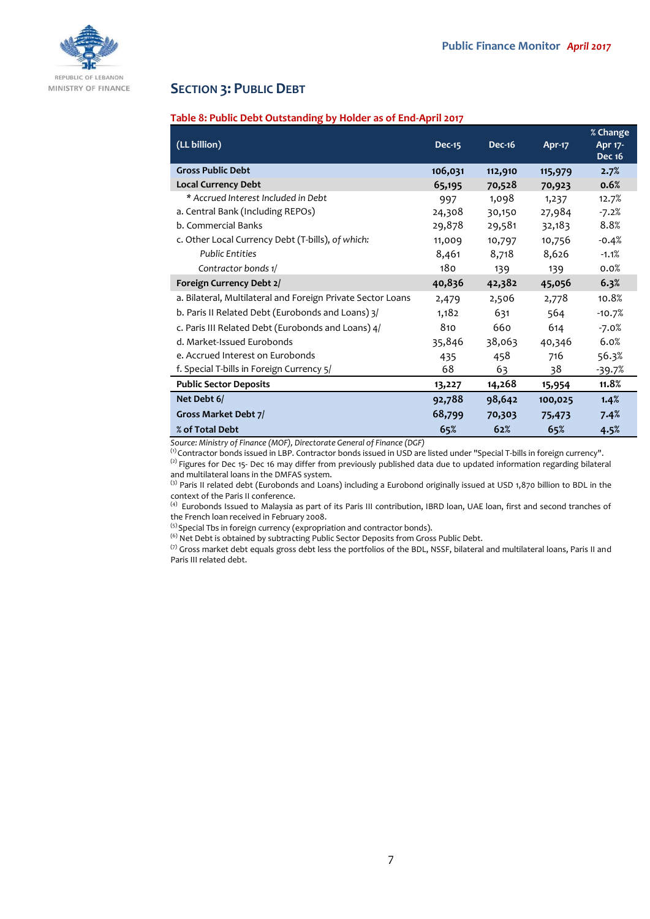## SECTION 3: PUBLIC DEBT

**Table 8: Public Debt Outstanding by Holder as of End-April 2017**

| (LL billion) | Dec-15 | Dec-16 | Apr-17 | % Change Apr 17-Dec 16 |
|---|---|---|---|---|
| **Gross Public Debt** | **106,031** | **112,910** | **115,979** | **2.7%** |
| **Local Currency Debt** | **65,195** | **70,528** | **70,923** | **0.6%** |
| *\* Accrued Interest Included in Debt* | 997 | 1,098 | 1,237 | 12.7% |
| a. Central Bank (Including REPOs) | 24,308 | 30,150 | 27,984 | -7.2% |
| b. Commercial Banks | 29,878 | 29,581 | 32,183 | 8.8% |
| c. Other Local Currency Debt (T-bills), *of which:* | 11,009 | 10,797 | 10,756 | -0.4% |
| *Public Entities* | 8,461 | 8,718 | 8,626 | -1.1% |
| *Contractor bonds 1/* | 180 | 139 | 139 | 0.0% |
| **Foreign Currency Debt 2/** | **40,836** | **42,382** | **45,056** | **6.3%** |
| a. Bilateral, Multilateral and Foreign Private Sector Loans | 2,479 | 2,506 | 2,778 | 10.8% |
| b. Paris II Related Debt (Eurobonds and Loans) 3/ | 1,182 | 631 | 564 | -10.7% |
| c. Paris III Related Debt (Eurobonds and Loans) 4/ | 810 | 660 | 614 | -7.0% |
| d. Market-Issued Eurobonds | 35,846 | 38,063 | 40,346 | 6.0% |
| e. Accrued Interest on Eurobonds | 435 | 458 | 716 | 56.3% |
| f. Special T-bills in Foreign Currency 5/ | 68 | 63 | 38 | -39.7% |
| **Public Sector Deposits** | **13,227** | **14,268** | **15,954** | **11.8%** |
| **Net Debt 6/** | **92,788** | **98,642** | **100,025** | **1.4%** |
| **Gross Market Debt 7/** | **68,799** | **70,303** | **75,473** | **7.4%** |
| **% of Total Debt** | **65%** | **62%** | **65%** | **4.5%** |

*Source: Ministry of Finance (MOF), Directorate General of Finance (DGF)*

(1) Contractor bonds issued in LBP. Contractor bonds issued in USD are listed under "Special T-bills in foreign currency".

(2) Figures for Dec 15- Dec 16 may differ from previously published data due to updated information regarding bilateral and multilateral loans in the DMFAS system.

(3) Paris II related debt (Eurobonds and Loans) including a Eurobond originally issued at USD 1,870 billion to BDL in the context of the Paris II conference.

(4) Eurobonds Issued to Malaysia as part of its Paris III contribution, IBRD loan, UAE loan, first and second tranches of the French loan received in February 2008.

(5) Special Tbs in foreign currency (expropriation and contractor bonds).

(6) Net Debt is obtained by subtracting Public Sector Deposits from Gross Public Debt.

(7) Gross market debt equals gross debt less the portfolios of the BDL, NSSF, bilateral and multilateral loans, Paris II and Paris III related debt.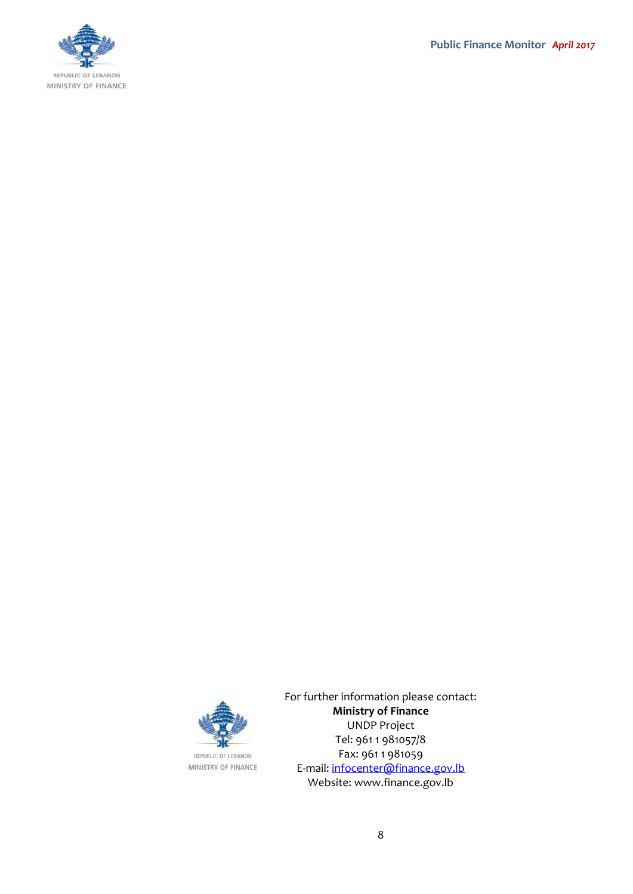For further information please contact:

**Ministry of Finance**

UNDP Project

Tel: 961 1 981057/8

Fax: 961 1 981059

E-mail: infocenter@finance.gov.lb

Website: www.finance.gov.lb